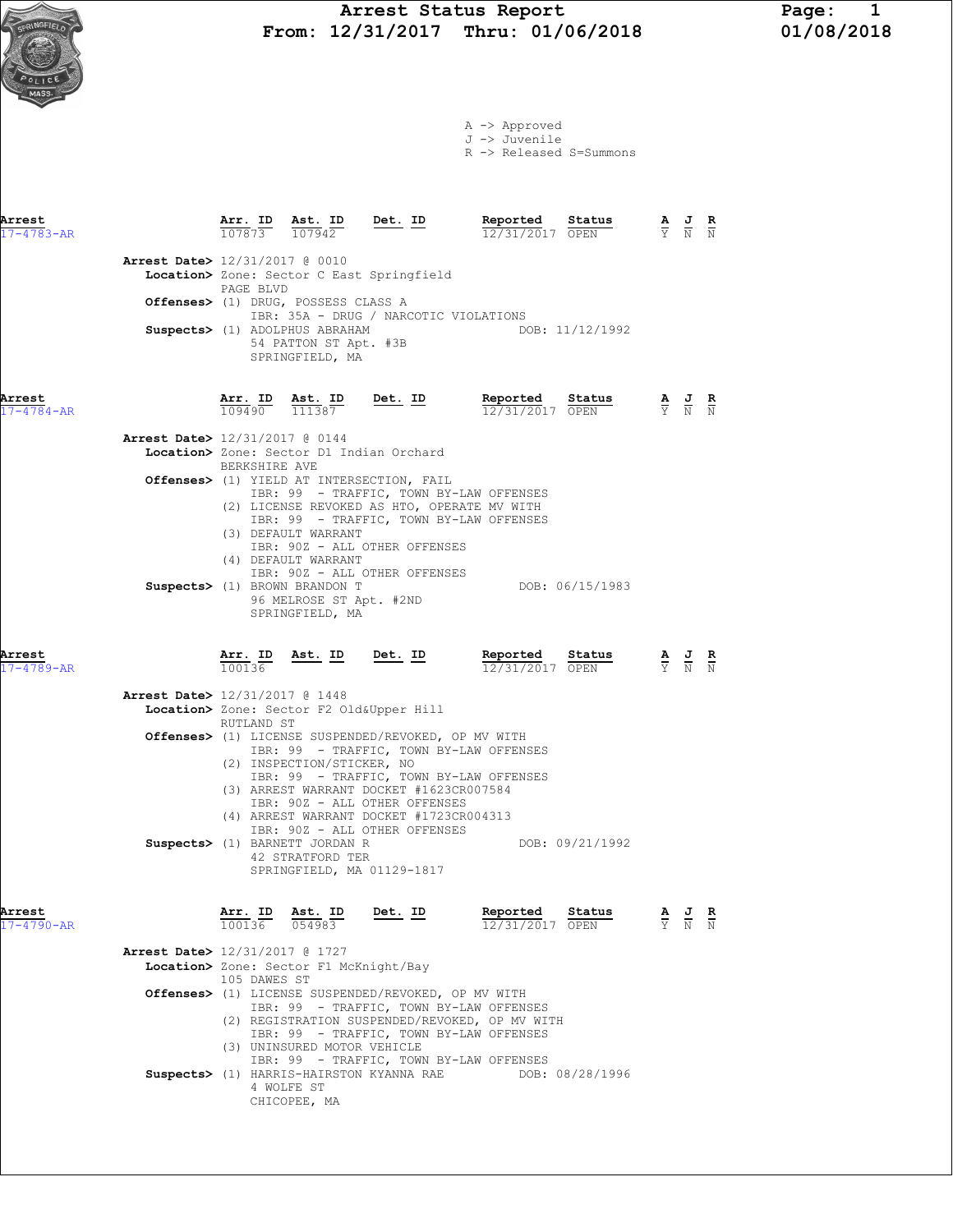# Arrest Status Report
## From: 12/31/2017 Thru: 01/06/2018

01/08/2018

A -> Approved
J -> Juvenile
R -> Released S=Summons

| Arrest | Arr. ID | Ast. ID | Det. ID | Reported | Status | A | J | R |
|---|---|---|---|---|---|---|---|---|
| 17-4783-AR | 107873 | 107942 | | 12/31/2017 | OPEN | Y | N | N |

**Arrest Date>** 12/31/2017 @ 0010
**Location>** Zone: Sector C East Springfield
PAGE BLVD
**Offenses>** (1) DRUG, POSSESS CLASS A
IBR: 35A - DRUG / NARCOTIC VIOLATIONS
**Suspects>** (1) ADOLPHUS ABRAHAM DOB: 11/12/1992
54 PATTON ST Apt. #3B
SPRINGFIELD, MA

| Arrest | Arr. ID | Ast. ID | Det. ID | Reported | Status | A | J | R |
|---|---|---|---|---|---|---|---|---|
| 17-4784-AR | 109490 | 111387 | | 12/31/2017 | OPEN | Y | N | N |

**Arrest Date>** 12/31/2017 @ 0144
**Location>** Zone: Sector D1 Indian Orchard
BERKSHIRE AVE
**Offenses>** (1) YIELD AT INTERSECTION, FAIL
IBR: 99 - TRAFFIC, TOWN BY-LAW OFFENSES
(2) LICENSE REVOKED AS HTO, OPERATE MV WITH
IBR: 99 - TRAFFIC, TOWN BY-LAW OFFENSES
(3) DEFAULT WARRANT
IBR: 90Z - ALL OTHER OFFENSES
(4) DEFAULT WARRANT
IBR: 90Z - ALL OTHER OFFENSES
**Suspects>** (1) BROWN BRANDON T DOB: 06/15/1983
96 MELROSE ST Apt. #2ND
SPRINGFIELD, MA

| Arrest | Arr. ID | Ast. ID | Det. ID | Reported | Status | A | J | R |
|---|---|---|---|---|---|---|---|---|
| 17-4789-AR | 100136 | | | 12/31/2017 | OPEN | Y | N | N |

**Arrest Date>** 12/31/2017 @ 1448
**Location>** Zone: Sector F2 Old&Upper Hill
RUTLAND ST
**Offenses>** (1) LICENSE SUSPENDED/REVOKED, OP MV WITH
IBR: 99 - TRAFFIC, TOWN BY-LAW OFFENSES
(2) INSPECTION/STICKER, NO
IBR: 99 - TRAFFIC, TOWN BY-LAW OFFENSES
(3) ARREST WARRANT DOCKET #1623CR007584
IBR: 90Z - ALL OTHER OFFENSES
(4) ARREST WARRANT DOCKET #1723CR004313
IBR: 90Z - ALL OTHER OFFENSES
**Suspects>** (1) BARNETT JORDAN R DOB: 09/21/1992
42 STRATFORD TER
SPRINGFIELD, MA 01129-1817

| Arrest | Arr. ID | Ast. ID | Det. ID | Reported | Status | A | J | R |
|---|---|---|---|---|---|---|---|---|
| 17-4790-AR | 100136 | 054983 | | 12/31/2017 | OPEN | Y | N | N |

**Arrest Date>** 12/31/2017 @ 1727
**Location>** Zone: Sector F1 McKnight/Bay
105 DAWES ST
**Offenses>** (1) LICENSE SUSPENDED/REVOKED, OP MV WITH
IBR: 99 - TRAFFIC, TOWN BY-LAW OFFENSES
(2) REGISTRATION SUSPENDED/REVOKED, OP MV WITH
IBR: 99 - TRAFFIC, TOWN BY-LAW OFFENSES
(3) UNINSURED MOTOR VEHICLE
IBR: 99 - TRAFFIC, TOWN BY-LAW OFFENSES
**Suspects>** (1) HARRIS-HAIRSTON KYANNA RAE DOB: 08/28/1996
4 WOLFE ST
CHICOPEE, MA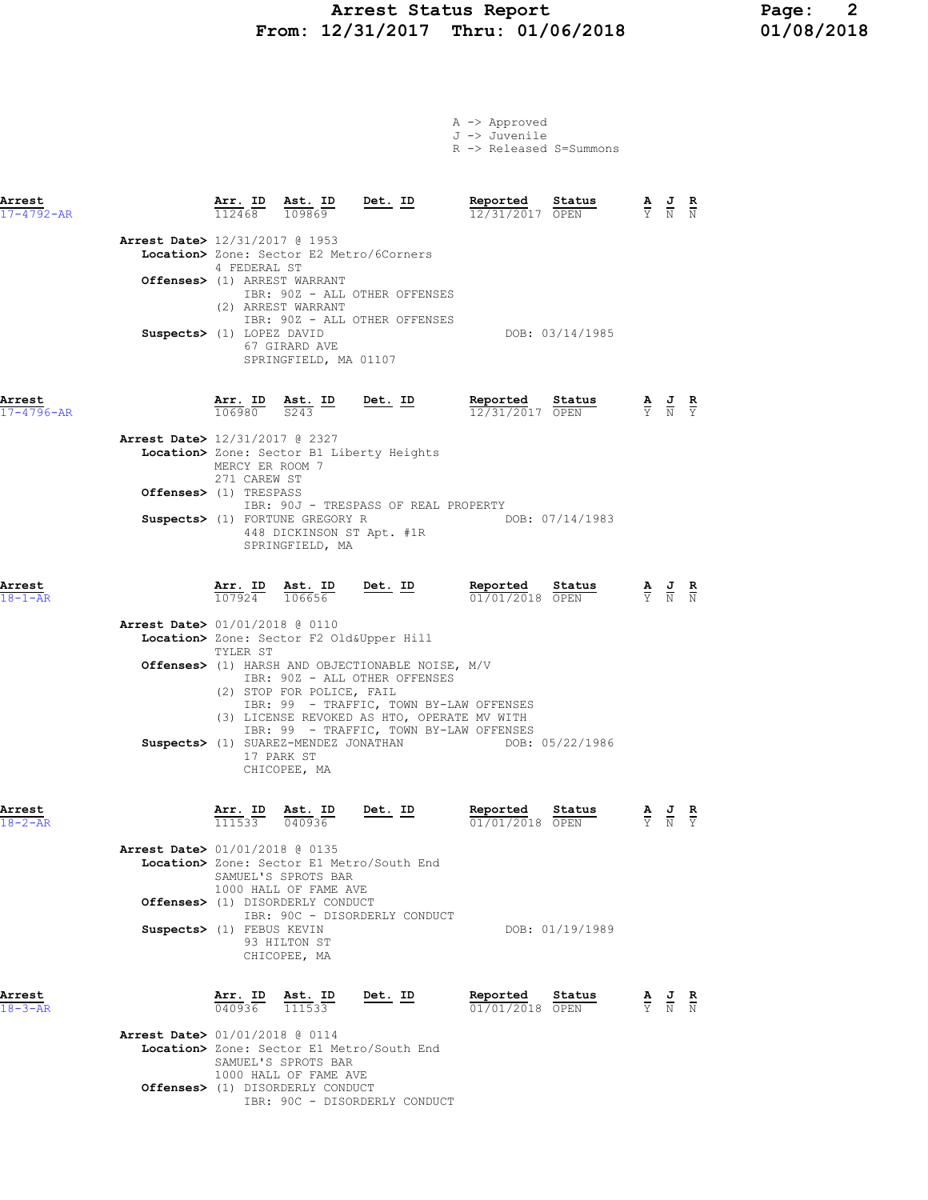# Arrest Status Report
## From: 12/31/2017 Thru: 01/06/2018

A -> Approved
J -> Juvenile
R -> Released S=Summons

---

| Arrest | Arr. ID | Ast. ID | Det. ID | Reported | Status | A | J | R |
|---|---|---|---|---|---|---|---|---|
| 17-4792-AR | 112468 | 109869 | | 12/31/2017 | OPEN | Y | N | N |

**Arrest Date>** 12/31/2017 @ 1953
**Location>** Zone: Sector E2 Metro/6Corners
4 FEDERAL ST
**Offenses>** (1) ARREST WARRANT
IBR: 90Z - ALL OTHER OFFENSES
(2) ARREST WARRANT
IBR: 90Z - ALL OTHER OFFENSES
**Suspects>** (1) LOPEZ DAVID — DOB: 03/14/1985
67 GIRARD AVE
SPRINGFIELD, MA 01107

---

| Arrest | Arr. ID | Ast. ID | Det. ID | Reported | Status | A | J | R |
|---|---|---|---|---|---|---|---|---|
| 17-4796-AR | 106980 | S243 | | 12/31/2017 | OPEN | Y | N | Y |

**Arrest Date>** 12/31/2017 @ 2327
**Location>** Zone: Sector B1 Liberty Heights
MERCY ER ROOM 7
271 CAREW ST
**Offenses>** (1) TRESPASS
IBR: 90J - TRESPASS OF REAL PROPERTY
**Suspects>** (1) FORTUNE GREGORY R — DOB: 07/14/1983
448 DICKINSON ST Apt. #1R
SPRINGFIELD, MA

---

| Arrest | Arr. ID | Ast. ID | Det. ID | Reported | Status | A | J | R |
|---|---|---|---|---|---|---|---|---|
| 18-1-AR | 107924 | 106656 | | 01/01/2018 | OPEN | Y | N | N |

**Arrest Date>** 01/01/2018 @ 0110
**Location>** Zone: Sector F2 Old&Upper Hill
TYLER ST
**Offenses>** (1) HARSH AND OBJECTIONABLE NOISE, M/V
IBR: 90Z - ALL OTHER OFFENSES
(2) STOP FOR POLICE, FAIL
IBR: 99 - TRAFFIC, TOWN BY-LAW OFFENSES
(3) LICENSE REVOKED AS HTO, OPERATE MV WITH
IBR: 99 - TRAFFIC, TOWN BY-LAW OFFENSES
**Suspects>** (1) SUAREZ-MENDEZ JONATHAN — DOB: 05/22/1986
17 PARK ST
CHICOPEE, MA

---

| Arrest | Arr. ID | Ast. ID | Det. ID | Reported | Status | A | J | R |
|---|---|---|---|---|---|---|---|---|
| 18-2-AR | 111533 | 040936 | | 01/01/2018 | OPEN | Y | N | Y |

**Arrest Date>** 01/01/2018 @ 0135
**Location>** Zone: Sector E1 Metro/South End
SAMUEL'S SPROTS BAR
1000 HALL OF FAME AVE
**Offenses>** (1) DISORDERLY CONDUCT
IBR: 90C - DISORDERLY CONDUCT
**Suspects>** (1) FEBUS KEVIN — DOB: 01/19/1989
93 HILTON ST
CHICOPEE, MA

---

| Arrest | Arr. ID | Ast. ID | Det. ID | Reported | Status | A | J | R |
|---|---|---|---|---|---|---|---|---|
| 18-3-AR | 040936 | 111533 | | 01/01/2018 | OPEN | Y | N | N |

**Arrest Date>** 01/01/2018 @ 0114
**Location>** Zone: Sector E1 Metro/South End
SAMUEL'S SPROTS BAR
1000 HALL OF FAME AVE
**Offenses>** (1) DISORDERLY CONDUCT
IBR: 90C - DISORDERLY CONDUCT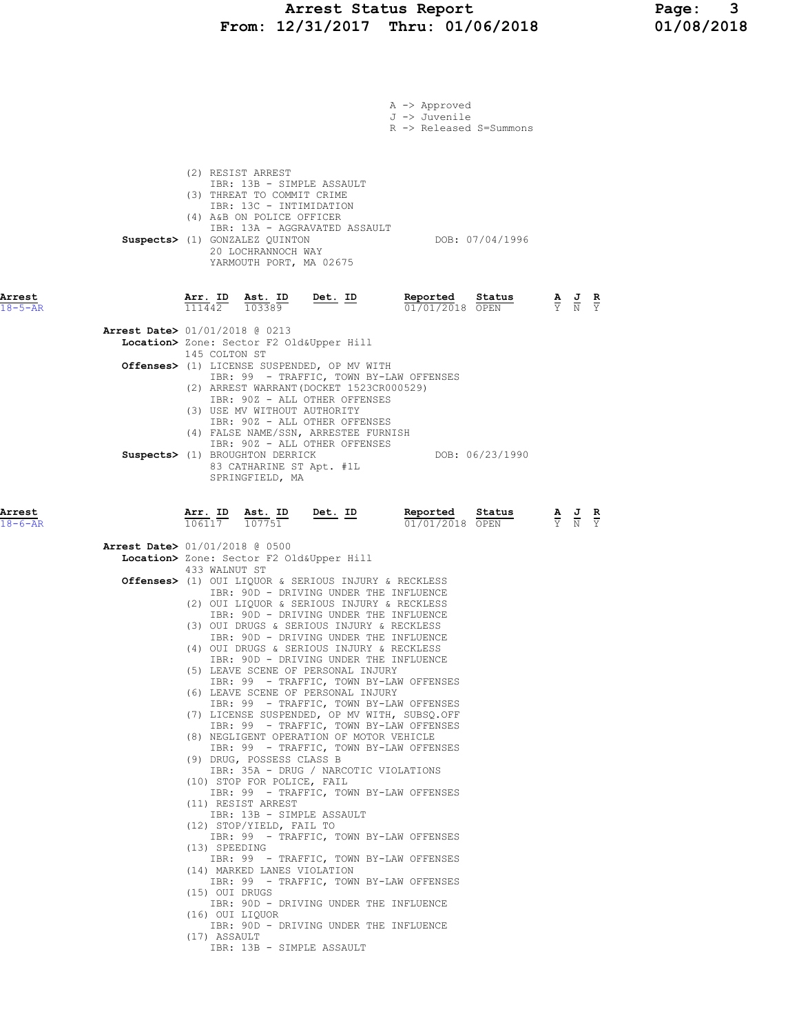A -> Approved
J -> Juvenile
R -> Released S=Summons

(2) RESIST ARREST
IBR: 13B - SIMPLE ASSAULT
(3) THREAT TO COMMIT CRIME
IBR: 13C - INTIMIDATION
(4) A&B ON POLICE OFFICER
IBR: 13A - AGGRAVATED ASSAULT

**Suspects>** (1) GONZALEZ QUINTON — DOB: 07/04/1996
20 LOCHRANNOCH WAY
YARMOUTH PORT, MA 02675

---

**Arrest** 18-5-AR

| Arr. ID | Ast. ID | Det. ID | Reported | Status | A | J | R |
|---|---|---|---|---|---|---|---|
| 111442 | 103389 | | 01/01/2018 | OPEN | Y | N | Y |

**Arrest Date>** 01/01/2018 @ 0213
**Location>** Zone: Sector F2 Old&Upper Hill
145 COLTON ST
**Offenses>** (1) LICENSE SUSPENDED, OP MV WITH
IBR: 99 - TRAFFIC, TOWN BY-LAW OFFENSES
(2) ARREST WARRANT(DOCKET 1523CR000529)
IBR: 90Z - ALL OTHER OFFENSES
(3) USE MV WITHOUT AUTHORITY
IBR: 90Z - ALL OTHER OFFENSES
(4) FALSE NAME/SSN, ARRESTEE FURNISH
IBR: 90Z - ALL OTHER OFFENSES
**Suspects>** (1) BROUGHTON DERRICK — DOB: 06/23/1990
83 CATHARINE ST Apt. #1L
SPRINGFIELD, MA

---

**Arrest** 18-6-AR

| Arr. ID | Ast. ID | Det. ID | Reported | Status | A | J | R |
|---|---|---|---|---|---|---|---|
| 106117 | 107751 | | 01/01/2018 | OPEN | Y | N | Y |

**Arrest Date>** 01/01/2018 @ 0500
**Location>** Zone: Sector F2 Old&Upper Hill
433 WALNUT ST
**Offenses>** (1) OUI LIQUOR & SERIOUS INJURY & RECKLESS
IBR: 90D - DRIVING UNDER THE INFLUENCE
(2) OUI LIQUOR & SERIOUS INJURY & RECKLESS
IBR: 90D - DRIVING UNDER THE INFLUENCE
(3) OUI DRUGS & SERIOUS INJURY & RECKLESS
IBR: 90D - DRIVING UNDER THE INFLUENCE
(4) OUI DRUGS & SERIOUS INJURY & RECKLESS
IBR: 90D - DRIVING UNDER THE INFLUENCE
(5) LEAVE SCENE OF PERSONAL INJURY
IBR: 99 - TRAFFIC, TOWN BY-LAW OFFENSES
(6) LEAVE SCENE OF PERSONAL INJURY
IBR: 99 - TRAFFIC, TOWN BY-LAW OFFENSES
(7) LICENSE SUSPENDED, OP MV WITH, SUBSQ.OFF
IBR: 99 - TRAFFIC, TOWN BY-LAW OFFENSES
(8) NEGLIGENT OPERATION OF MOTOR VEHICLE
IBR: 99 - TRAFFIC, TOWN BY-LAW OFFENSES
(9) DRUG, POSSESS CLASS B
IBR: 35A - DRUG / NARCOTIC VIOLATIONS
(10) STOP FOR POLICE, FAIL
IBR: 99 - TRAFFIC, TOWN BY-LAW OFFENSES
(11) RESIST ARREST
IBR: 13B - SIMPLE ASSAULT
(12) STOP/YIELD, FAIL TO
IBR: 99 - TRAFFIC, TOWN BY-LAW OFFENSES
(13) SPEEDING
IBR: 99 - TRAFFIC, TOWN BY-LAW OFFENSES
(14) MARKED LANES VIOLATION
IBR: 99 - TRAFFIC, TOWN BY-LAW OFFENSES
(15) OUI DRUGS
IBR: 90D - DRIVING UNDER THE INFLUENCE
(16) OUI LIQUOR
IBR: 90D - DRIVING UNDER THE INFLUENCE
(17) ASSAULT
IBR: 13B - SIMPLE ASSAULT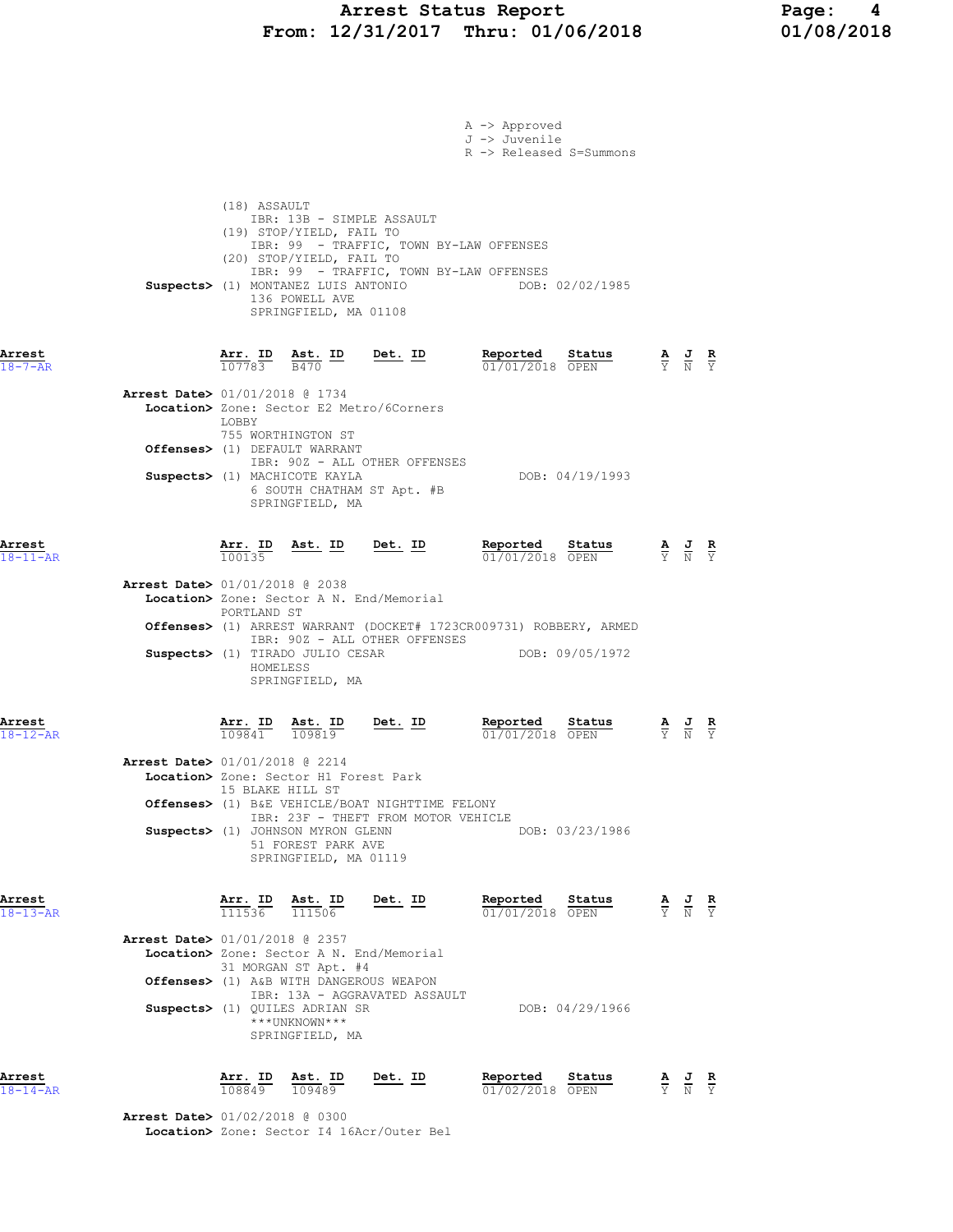A -> Approved
J -> Juvenile
R -> Released S=Summons

(18) ASSAULT
IBR: 13B - SIMPLE ASSAULT
(19) STOP/YIELD, FAIL TO
IBR: 99 - TRAFFIC, TOWN BY-LAW OFFENSES
(20) STOP/YIELD, FAIL TO
IBR: 99 - TRAFFIC, TOWN BY-LAW OFFENSES

**Suspects>** (1) MONTANEZ LUIS ANTONIO DOB: 02/02/1985
136 POWELL AVE
SPRINGFIELD, MA 01108

---

**Arrest** 18-7-AR

| Arr. ID | Ast. ID | Det. ID | Reported | Status | A | J | R |
|---|---|---|---|---|---|---|---|
| 107783 | B470 | | 01/01/2018 | OPEN | Y | N | Y |

**Arrest Date>** 01/01/2018 @ 1734
**Location>** Zone: Sector E2 Metro/6Corners
LOBBY
755 WORTHINGTON ST
**Offenses>** (1) DEFAULT WARRANT
IBR: 90Z - ALL OTHER OFFENSES
**Suspects>** (1) MACHICOTE KAYLA DOB: 04/19/1993
6 SOUTH CHATHAM ST Apt. #B
SPRINGFIELD, MA

---

**Arrest** 18-11-AR

| Arr. ID | Ast. ID | Det. ID | Reported | Status | A | J | R |
|---|---|---|---|---|---|---|---|
| 100135 | | | 01/01/2018 | OPEN | Y | N | Y |

**Arrest Date>** 01/01/2018 @ 2038
**Location>** Zone: Sector A N. End/Memorial
PORTLAND ST
**Offenses>** (1) ARREST WARRANT (DOCKET# 1723CR009731) ROBBERY, ARMED
IBR: 90Z - ALL OTHER OFFENSES
**Suspects>** (1) TIRADO JULIO CESAR DOB: 09/05/1972
HOMELESS
SPRINGFIELD, MA

---

**Arrest** 18-12-AR

| Arr. ID | Ast. ID | Det. ID | Reported | Status | A | J | R |
|---|---|---|---|---|---|---|---|
| 109841 | 109819 | | 01/01/2018 | OPEN | Y | N | Y |

**Arrest Date>** 01/01/2018 @ 2214
**Location>** Zone: Sector H1 Forest Park
15 BLAKE HILL ST
**Offenses>** (1) B&E VEHICLE/BOAT NIGHTTIME FELONY
IBR: 23F - THEFT FROM MOTOR VEHICLE
**Suspects>** (1) JOHNSON MYRON GLENN DOB: 03/23/1986
51 FOREST PARK AVE
SPRINGFIELD, MA 01119

---

**Arrest** 18-13-AR

| Arr. ID | Ast. ID | Det. ID | Reported | Status | A | J | R |
|---|---|---|---|---|---|---|---|
| 111536 | 111506 | | 01/01/2018 | OPEN | Y | N | Y |

**Arrest Date>** 01/01/2018 @ 2357
**Location>** Zone: Sector A N. End/Memorial
31 MORGAN ST Apt. #4
**Offenses>** (1) A&B WITH DANGEROUS WEAPON
IBR: 13A - AGGRAVATED ASSAULT
**Suspects>** (1) QUILES ADRIAN SR DOB: 04/29/1966
\*\*\*UNKNOWN\*\*\*
SPRINGFIELD, MA

---

**Arrest** 18-14-AR

| Arr. ID | Ast. ID | Det. ID | Reported | Status | A | J | R |
|---|---|---|---|---|---|---|---|
| 108849 | 109489 | | 01/02/2018 | OPEN | Y | N | Y |

**Arrest Date>** 01/02/2018 @ 0300
**Location>** Zone: Sector I4 16Acr/Outer Bel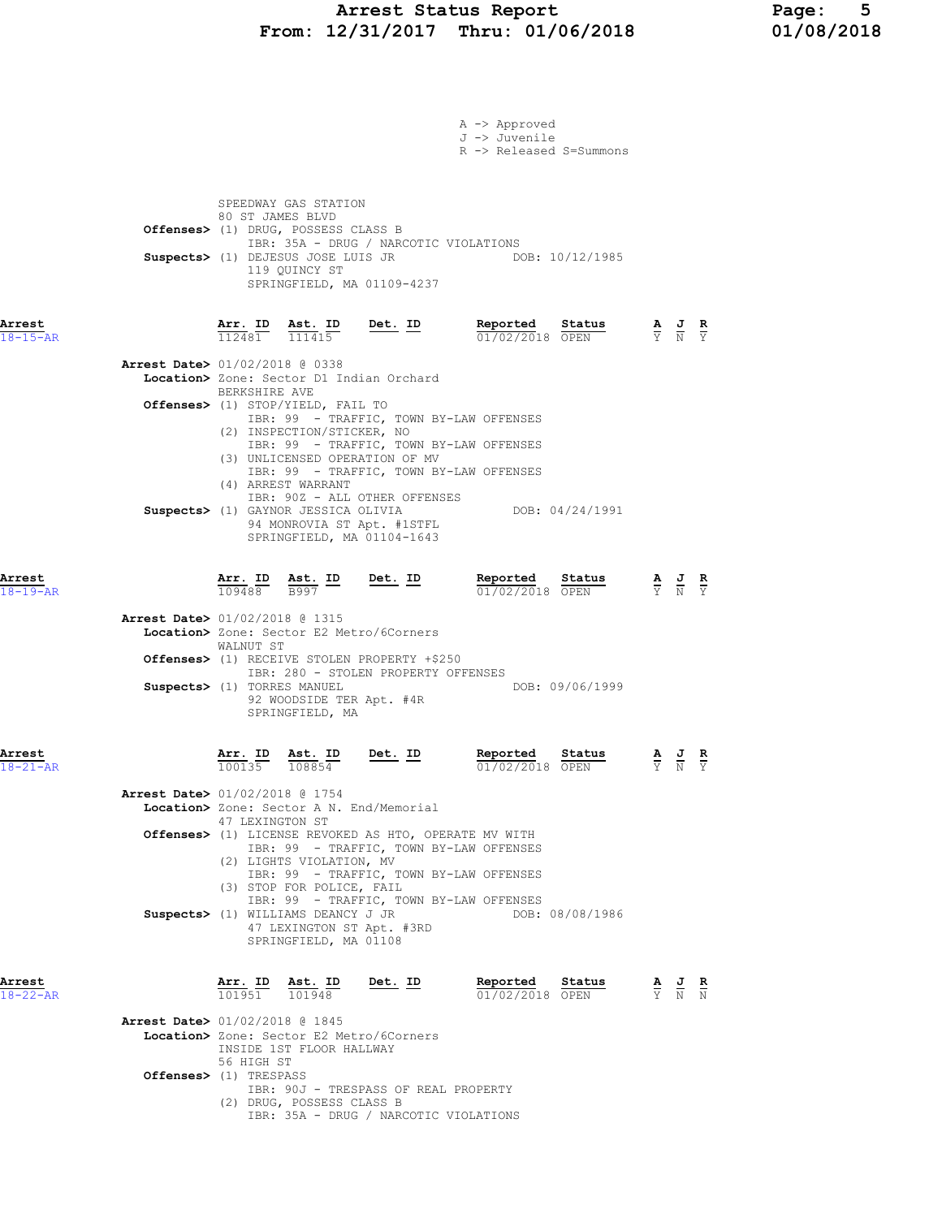A -> Approved
J -> Juvenile
R -> Released S=Summons

SPEEDWAY GAS STATION
80 ST JAMES BLVD
**Offenses>** (1) DRUG, POSSESS CLASS B
IBR: 35A - DRUG / NARCOTIC VIOLATIONS
**Suspects>** (1) DEJESUS JOSE LUIS JR DOB: 10/12/1985
119 QUINCY ST
SPRINGFIELD, MA 01109-4237

---

**Arrest** 18-15-AR

| Arr. ID | Ast. ID | Det. ID | Reported | Status | A | J | R |
|---|---|---|---|---|---|---|---|
| 112481 | 111415 | | 01/02/2018 | OPEN | Y | N | Y |

**Arrest Date>** 01/02/2018 @ 0338
**Location>** Zone: Sector D1 Indian Orchard
BERKSHIRE AVE
**Offenses>** (1) STOP/YIELD, FAIL TO
IBR: 99 - TRAFFIC, TOWN BY-LAW OFFENSES
(2) INSPECTION/STICKER, NO
IBR: 99 - TRAFFIC, TOWN BY-LAW OFFENSES
(3) UNLICENSED OPERATION OF MV
IBR: 99 - TRAFFIC, TOWN BY-LAW OFFENSES
(4) ARREST WARRANT
IBR: 90Z - ALL OTHER OFFENSES
**Suspects>** (1) GAYNOR JESSICA OLIVIA DOB: 04/24/1991
94 MONROVIA ST Apt. #1STFL
SPRINGFIELD, MA 01104-1643

---

**Arrest** 18-19-AR

| Arr. ID | Ast. ID | Det. ID | Reported | Status | A | J | R |
|---|---|---|---|---|---|---|---|
| 109488 | B997 | | 01/02/2018 | OPEN | Y | N | Y |

**Arrest Date>** 01/02/2018 @ 1315
**Location>** Zone: Sector E2 Metro/6Corners
WALNUT ST
**Offenses>** (1) RECEIVE STOLEN PROPERTY +$250
IBR: 280 - STOLEN PROPERTY OFFENSES
**Suspects>** (1) TORRES MANUEL DOB: 09/06/1999
92 WOODSIDE TER Apt. #4R
SPRINGFIELD, MA

---

**Arrest** 18-21-AR

| Arr. ID | Ast. ID | Det. ID | Reported | Status | A | J | R |
|---|---|---|---|---|---|---|---|
| 100135 | 108854 | | 01/02/2018 | OPEN | Y | N | Y |

**Arrest Date>** 01/02/2018 @ 1754
**Location>** Zone: Sector A N. End/Memorial
47 LEXINGTON ST
**Offenses>** (1) LICENSE REVOKED AS HTO, OPERATE MV WITH
IBR: 99 - TRAFFIC, TOWN BY-LAW OFFENSES
(2) LIGHTS VIOLATION, MV
IBR: 99 - TRAFFIC, TOWN BY-LAW OFFENSES
(3) STOP FOR POLICE, FAIL
IBR: 99 - TRAFFIC, TOWN BY-LAW OFFENSES
**Suspects>** (1) WILLIAMS DEANCY J JR DOB: 08/08/1986
47 LEXINGTON ST Apt. #3RD
SPRINGFIELD, MA 01108

---

**Arrest** 18-22-AR

| Arr. ID | Ast. ID | Det. ID | Reported | Status | A | J | R |
|---|---|---|---|---|---|---|---|
| 101951 | 101948 | | 01/02/2018 | OPEN | Y | N | N |

**Arrest Date>** 01/02/2018 @ 1845
**Location>** Zone: Sector E2 Metro/6Corners
INSIDE 1ST FLOOR HALLWAY
56 HIGH ST
**Offenses>** (1) TRESPASS
IBR: 90J - TRESPASS OF REAL PROPERTY
(2) DRUG, POSSESS CLASS B
IBR: 35A - DRUG / NARCOTIC VIOLATIONS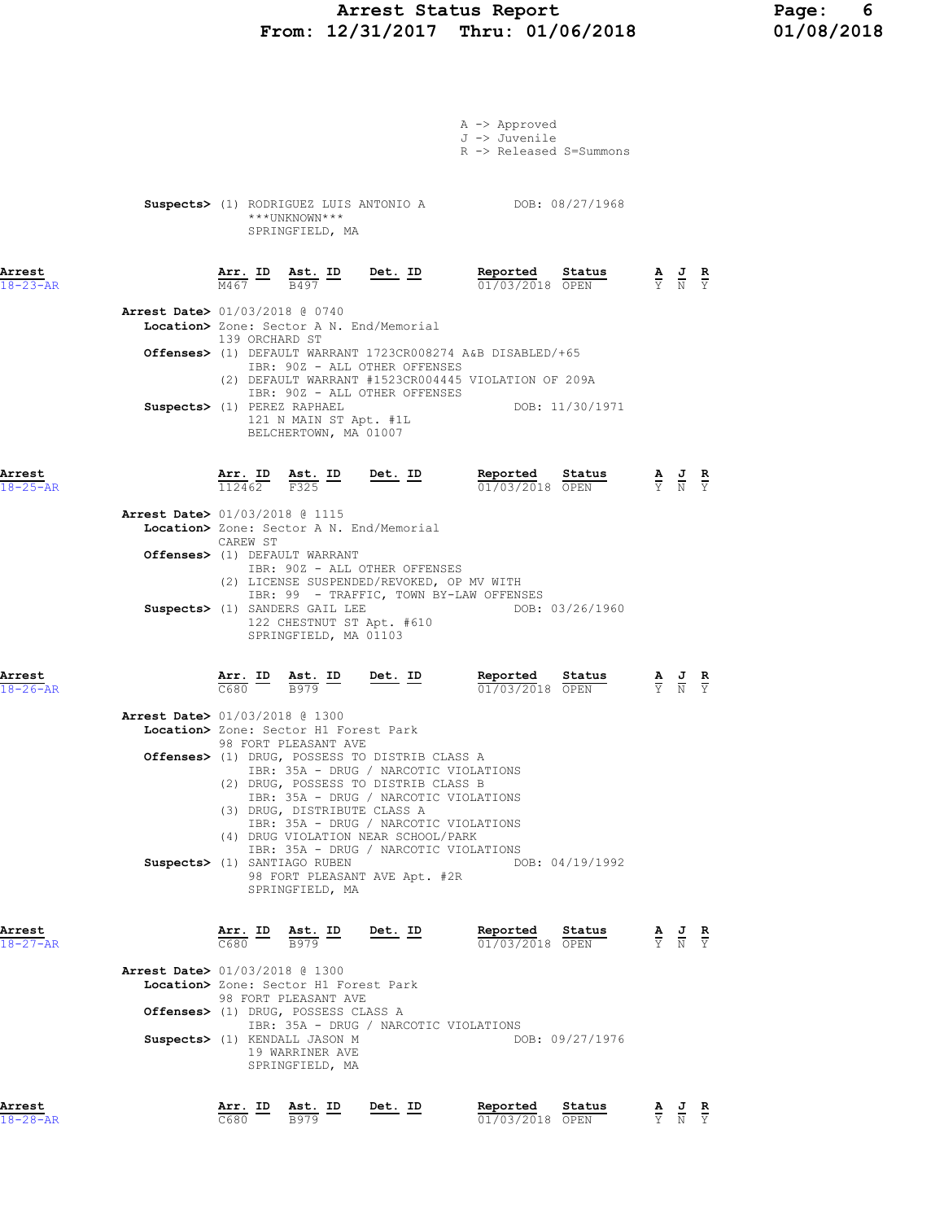A -> Approved
J -> Juvenile
R -> Released S=Summons

**Suspects>** (1) RODRIGUEZ LUIS ANTONIO A DOB: 08/27/1968
***UNKNOWN***
SPRINGFIELD, MA

| Arrest | Arr. ID | Ast. ID | Det. ID | Reported | Status | A | J | R |
|---|---|---|---|---|---|---|---|---|
| 18-23-AR | M467 | B497 | | 01/03/2018 | OPEN | Y | N | Y |

**Arrest Date>** 01/03/2018 @ 0740
**Location>** Zone: Sector A N. End/Memorial
139 ORCHARD ST
**Offenses>** (1) DEFAULT WARRANT 1723CR008274 A&B DISABLED/+65
IBR: 90Z - ALL OTHER OFFENSES
(2) DEFAULT WARRANT #1523CR004445 VIOLATION OF 209A
IBR: 90Z - ALL OTHER OFFENSES
**Suspects>** (1) PEREZ RAPHAEL DOB: 11/30/1971
121 N MAIN ST Apt. #1L
BELCHERTOWN, MA 01007

| Arrest | Arr. ID | Ast. ID | Det. ID | Reported | Status | A | J | R |
|---|---|---|---|---|---|---|---|---|
| 18-25-AR | 112462 | F325 | | 01/03/2018 | OPEN | Y | N | Y |

**Arrest Date>** 01/03/2018 @ 1115
**Location>** Zone: Sector A N. End/Memorial
CAREW ST
**Offenses>** (1) DEFAULT WARRANT
IBR: 90Z - ALL OTHER OFFENSES
(2) LICENSE SUSPENDED/REVOKED, OP MV WITH
IBR: 99 - TRAFFIC, TOWN BY-LAW OFFENSES
**Suspects>** (1) SANDERS GAIL LEE DOB: 03/26/1960
122 CHESTNUT ST Apt. #610
SPRINGFIELD, MA 01103

| Arrest | Arr. ID | Ast. ID | Det. ID | Reported | Status | A | J | R |
|---|---|---|---|---|---|---|---|---|
| 18-26-AR | C680 | B979 | | 01/03/2018 | OPEN | Y | N | Y |

**Arrest Date>** 01/03/2018 @ 1300
**Location>** Zone: Sector H1 Forest Park
98 FORT PLEASANT AVE
**Offenses>** (1) DRUG, POSSESS TO DISTRIB CLASS A
IBR: 35A - DRUG / NARCOTIC VIOLATIONS
(2) DRUG, POSSESS TO DISTRIB CLASS B
IBR: 35A - DRUG / NARCOTIC VIOLATIONS
(3) DRUG, DISTRIBUTE CLASS A
IBR: 35A - DRUG / NARCOTIC VIOLATIONS
(4) DRUG VIOLATION NEAR SCHOOL/PARK
IBR: 35A - DRUG / NARCOTIC VIOLATIONS
**Suspects>** (1) SANTIAGO RUBEN DOB: 04/19/1992
98 FORT PLEASANT AVE Apt. #2R
SPRINGFIELD, MA

| Arrest | Arr. ID | Ast. ID | Det. ID | Reported | Status | A | J | R |
|---|---|---|---|---|---|---|---|---|
| 18-27-AR | C680 | B979 | | 01/03/2018 | OPEN | Y | N | Y |

**Arrest Date>** 01/03/2018 @ 1300
**Location>** Zone: Sector H1 Forest Park
98 FORT PLEASANT AVE
**Offenses>** (1) DRUG, POSSESS CLASS A
IBR: 35A - DRUG / NARCOTIC VIOLATIONS
**Suspects>** (1) KENDALL JASON M DOB: 09/27/1976
19 WARRINER AVE
SPRINGFIELD, MA

| Arrest | Arr. ID | Ast. ID | Det. ID | Reported | Status | A | J | R |
|---|---|---|---|---|---|---|---|---|
| 18-28-AR | C680 | B979 | | 01/03/2018 | OPEN | Y | N | Y |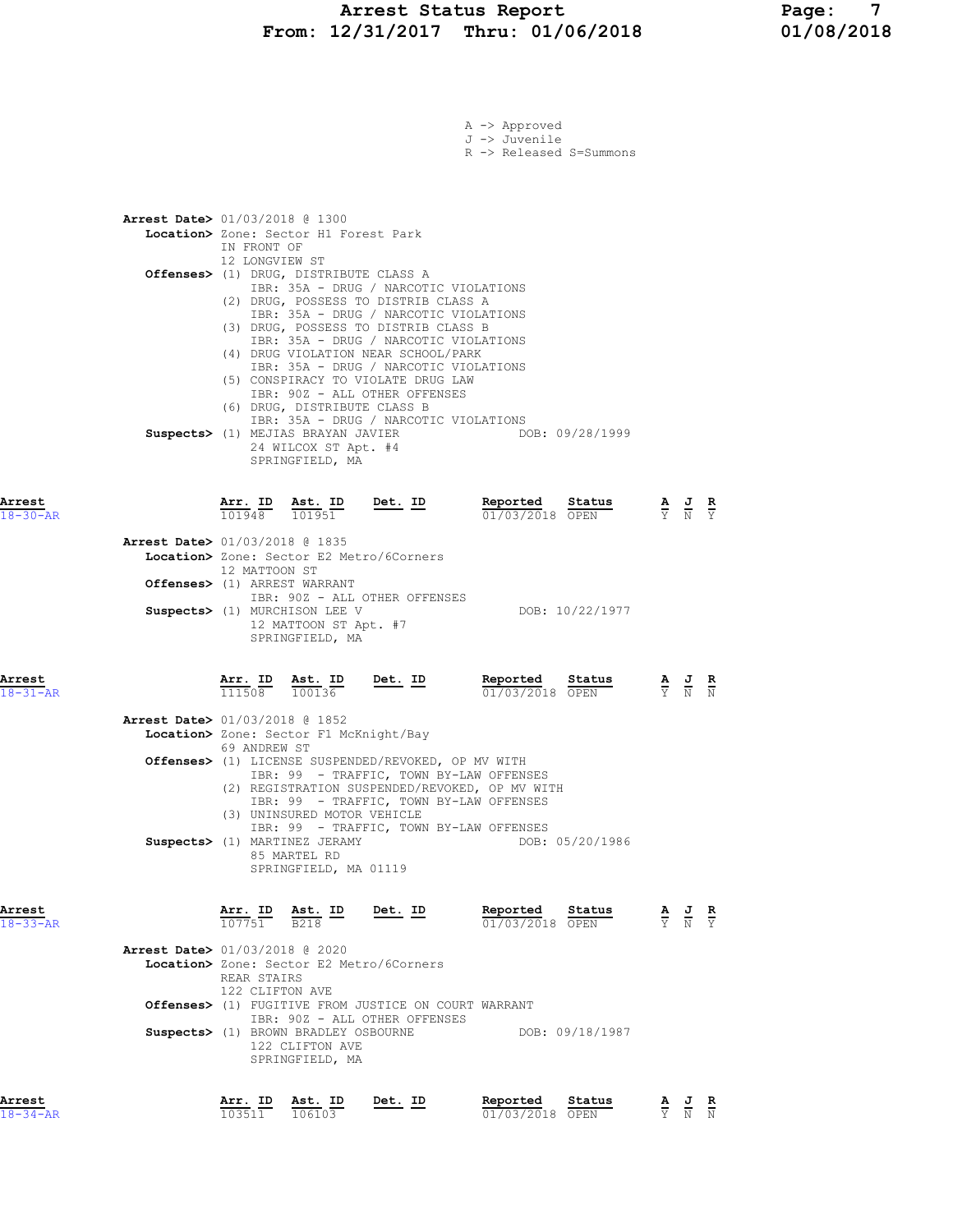A -> Approved
J -> Juvenile
R -> Released S=Summons

**Arrest Date>** 01/03/2018 @ 1300
**Location>** Zone: Sector H1 Forest Park
IN FRONT OF
12 LONGVIEW ST
**Offenses>** (1) DRUG, DISTRIBUTE CLASS A
IBR: 35A - DRUG / NARCOTIC VIOLATIONS
(2) DRUG, POSSESS TO DISTRIB CLASS A
IBR: 35A - DRUG / NARCOTIC VIOLATIONS
(3) DRUG, POSSESS TO DISTRIB CLASS B
IBR: 35A - DRUG / NARCOTIC VIOLATIONS
(4) DRUG VIOLATION NEAR SCHOOL/PARK
IBR: 35A - DRUG / NARCOTIC VIOLATIONS
(5) CONSPIRACY TO VIOLATE DRUG LAW
IBR: 90Z - ALL OTHER OFFENSES
(6) DRUG, DISTRIBUTE CLASS B
IBR: 35A - DRUG / NARCOTIC VIOLATIONS
**Suspects>** (1) MEJIAS BRAYAN JAVIER DOB: 09/28/1999
24 WILCOX ST Apt. #4
SPRINGFIELD, MA

| Arrest | Arr. ID | Ast. ID | Det. ID | Reported | Status | A | J | R |
|---|---|---|---|---|---|---|---|---|
| 18-30-AR | 101948 | 101951 | | 01/03/2018 | OPEN | Y | N | Y |

**Arrest Date>** 01/03/2018 @ 1835
**Location>** Zone: Sector E2 Metro/6Corners
12 MATTOON ST
**Offenses>** (1) ARREST WARRANT
IBR: 90Z - ALL OTHER OFFENSES
**Suspects>** (1) MURCHISON LEE V DOB: 10/22/1977
12 MATTOON ST Apt. #7
SPRINGFIELD, MA

| Arrest | Arr. ID | Ast. ID | Det. ID | Reported | Status | A | J | R |
|---|---|---|---|---|---|---|---|---|
| 18-31-AR | 111508 | 100136 | | 01/03/2018 | OPEN | Y | N | N |

**Arrest Date>** 01/03/2018 @ 1852
**Location>** Zone: Sector F1 McKnight/Bay
69 ANDREW ST
**Offenses>** (1) LICENSE SUSPENDED/REVOKED, OP MV WITH
IBR: 99 - TRAFFIC, TOWN BY-LAW OFFENSES
(2) REGISTRATION SUSPENDED/REVOKED, OP MV WITH
IBR: 99 - TRAFFIC, TOWN BY-LAW OFFENSES
(3) UNINSURED MOTOR VEHICLE
IBR: 99 - TRAFFIC, TOWN BY-LAW OFFENSES
**Suspects>** (1) MARTINEZ JERAMY DOB: 05/20/1986
85 MARTEL RD
SPRINGFIELD, MA 01119

| Arrest | Arr. ID | Ast. ID | Det. ID | Reported | Status | A | J | R |
|---|---|---|---|---|---|---|---|---|
| 18-33-AR | 107751 | B218 | | 01/03/2018 | OPEN | Y | N | Y |

**Arrest Date>** 01/03/2018 @ 2020
**Location>** Zone: Sector E2 Metro/6Corners
REAR STAIRS
122 CLIFTON AVE
**Offenses>** (1) FUGITIVE FROM JUSTICE ON COURT WARRANT
IBR: 90Z - ALL OTHER OFFENSES
**Suspects>** (1) BROWN BRADLEY OSBOURNE DOB: 09/18/1987
122 CLIFTON AVE
SPRINGFIELD, MA

| Arrest | Arr. ID | Ast. ID | Det. ID | Reported | Status | A | J | R |
|---|---|---|---|---|---|---|---|---|
| 18-34-AR | 103511 | 106103 | | 01/03/2018 | OPEN | Y | N | N |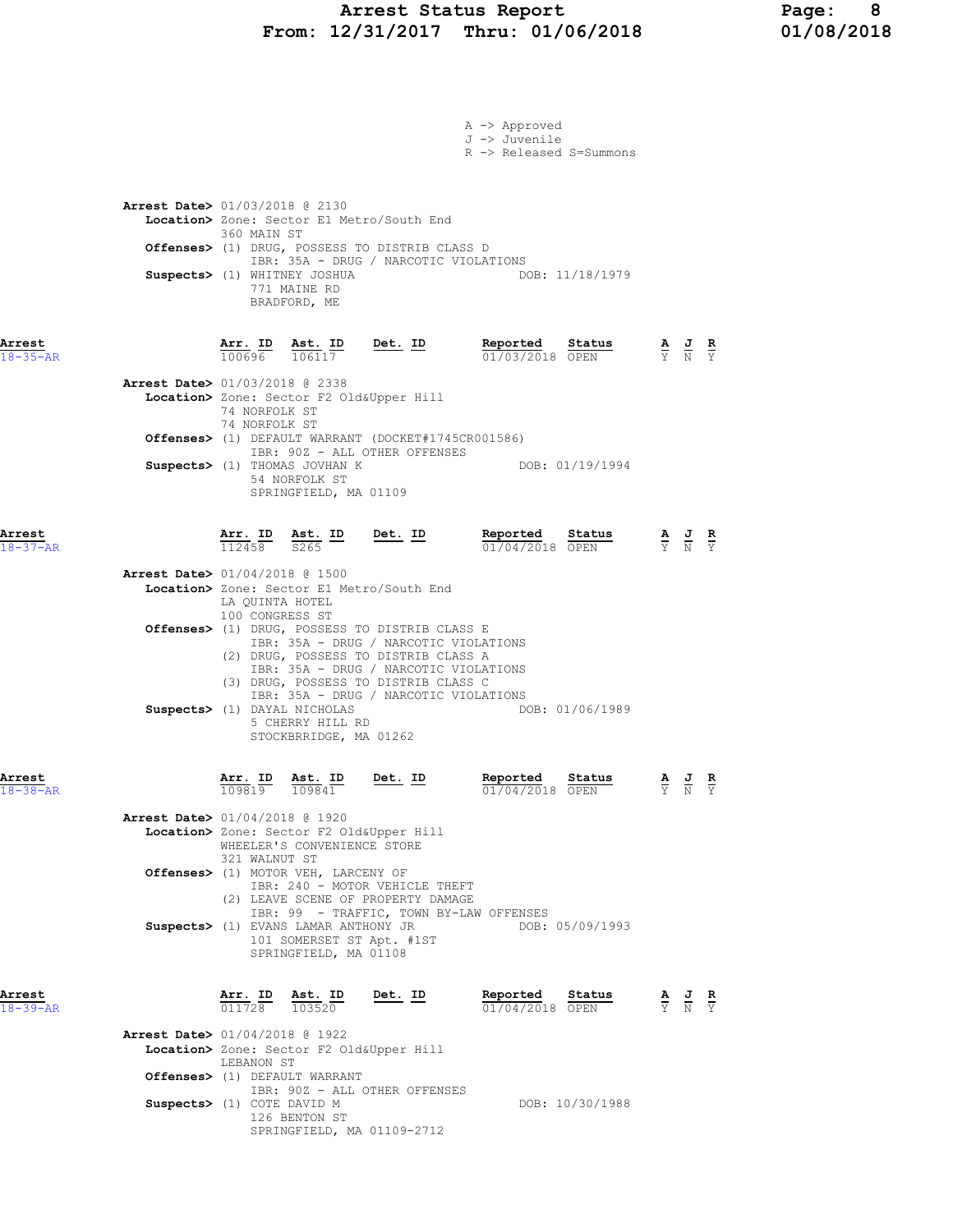A -> Approved
J -> Juvenile
R -> Released S=Summons

**Arrest Date>** 01/03/2018 @ 2130
**Location>** Zone: Sector E1 Metro/South End
360 MAIN ST
**Offenses>** (1) DRUG, POSSESS TO DISTRIB CLASS D
IBR: 35A - DRUG / NARCOTIC VIOLATIONS
**Suspects>** (1) WHITNEY JOSHUA DOB: 11/18/1979
771 MAINE RD
BRADFORD, ME

**Arrest** 18-35-AR

| Arr. ID | Ast. ID | Det. ID | Reported | Status | A | J | R |
|---|---|---|---|---|---|---|---|
| 100696 | 106117 | | 01/03/2018 | OPEN | Y | N | Y |

**Arrest Date>** 01/03/2018 @ 2338
**Location>** Zone: Sector F2 Old&Upper Hill
74 NORFOLK ST
74 NORFOLK ST
**Offenses>** (1) DEFAULT WARRANT (DOCKET#1745CR001586)
IBR: 90Z - ALL OTHER OFFENSES
**Suspects>** (1) THOMAS JOVHAN K DOB: 01/19/1994
54 NORFOLK ST
SPRINGFIELD, MA 01109

**Arrest** 18-37-AR

| Arr. ID | Ast. ID | Det. ID | Reported | Status | A | J | R |
|---|---|---|---|---|---|---|---|
| 112458 | S265 | | 01/04/2018 | OPEN | Y | N | Y |

**Arrest Date>** 01/04/2018 @ 1500
**Location>** Zone: Sector E1 Metro/South End
LA QUINTA HOTEL
100 CONGRESS ST
**Offenses>** (1) DRUG, POSSESS TO DISTRIB CLASS E
IBR: 35A - DRUG / NARCOTIC VIOLATIONS
(2) DRUG, POSSESS TO DISTRIB CLASS A
IBR: 35A - DRUG / NARCOTIC VIOLATIONS
(3) DRUG, POSSESS TO DISTRIB CLASS C
IBR: 35A - DRUG / NARCOTIC VIOLATIONS
**Suspects>** (1) DAYAL NICHOLAS DOB: 01/06/1989
5 CHERRY HILL RD
STOCKBRRIDGE, MA 01262

**Arrest** 18-38-AR

| Arr. ID | Ast. ID | Det. ID | Reported | Status | A | J | R |
|---|---|---|---|---|---|---|---|
| 109819 | 109841 | | 01/04/2018 | OPEN | Y | N | Y |

**Arrest Date>** 01/04/2018 @ 1920
**Location>** Zone: Sector F2 Old&Upper Hill
WHEELER'S CONVENIENCE STORE
321 WALNUT ST
**Offenses>** (1) MOTOR VEH, LARCENY OF
IBR: 240 - MOTOR VEHICLE THEFT
(2) LEAVE SCENE OF PROPERTY DAMAGE
IBR: 99 - TRAFFIC, TOWN BY-LAW OFFENSES
**Suspects>** (1) EVANS LAMAR ANTHONY JR DOB: 05/09/1993
101 SOMERSET ST Apt. #1ST
SPRINGFIELD, MA 01108

**Arrest** 18-39-AR

| Arr. ID | Ast. ID | Det. ID | Reported | Status | A | J | R |
|---|---|---|---|---|---|---|---|
| 011728 | 103520 | | 01/04/2018 | OPEN | Y | N | Y |

**Arrest Date>** 01/04/2018 @ 1922
**Location>** Zone: Sector F2 Old&Upper Hill
LEBANON ST
**Offenses>** (1) DEFAULT WARRANT
IBR: 90Z - ALL OTHER OFFENSES
**Suspects>** (1) COTE DAVID M DOB: 10/30/1988
126 BENTON ST
SPRINGFIELD, MA 01109-2712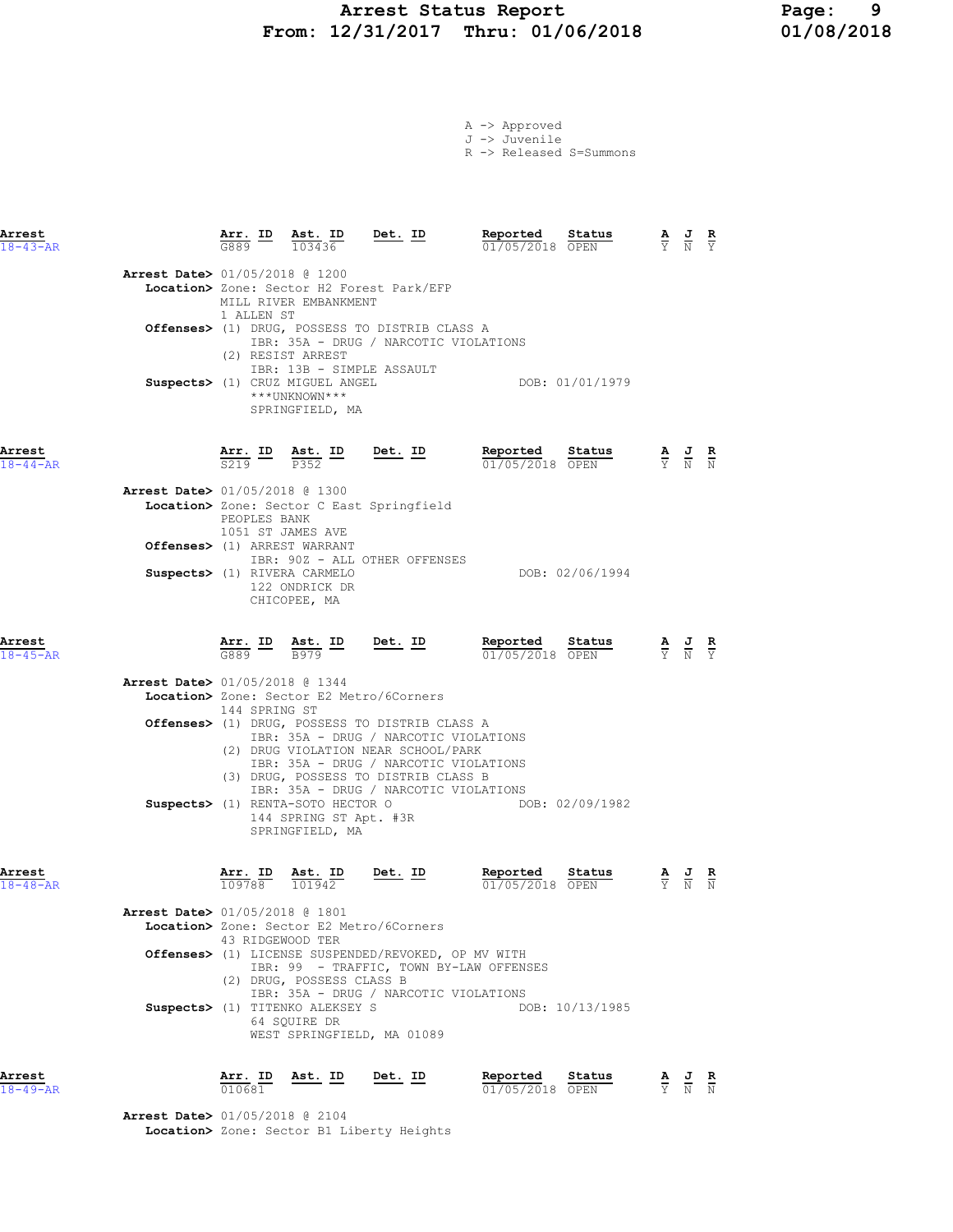# Arrest Status Report
## From: 12/31/2017 Thru: 01/06/2018

A -> Approved
J -> Juvenile
R -> Released S=Summons

---

**Arrest** 18-43-AR

| Arr. ID | Ast. ID | Det. ID | Reported | Status | A | J | R |
|---|---|---|---|---|---|---|---|
| G889 | 103436 | | 01/05/2018 | OPEN | Y | N | Y |

**Arrest Date>** 01/05/2018 @ 1200
**Location>** Zone: Sector H2 Forest Park/EFP
MILL RIVER EMBANKMENT
1 ALLEN ST
**Offenses>** (1) DRUG, POSSESS TO DISTRIB CLASS A
IBR: 35A - DRUG / NARCOTIC VIOLATIONS
(2) RESIST ARREST
IBR: 13B - SIMPLE ASSAULT
**Suspects>** (1) CRUZ MIGUEL ANGEL DOB: 01/01/1979
***UNKNOWN***
SPRINGFIELD, MA

---

**Arrest** 18-44-AR

| Arr. ID | Ast. ID | Det. ID | Reported | Status | A | J | R |
|---|---|---|---|---|---|---|---|
| S219 | P352 | | 01/05/2018 | OPEN | Y | N | N |

**Arrest Date>** 01/05/2018 @ 1300
**Location>** Zone: Sector C East Springfield
PEOPLES BANK
1051 ST JAMES AVE
**Offenses>** (1) ARREST WARRANT
IBR: 90Z - ALL OTHER OFFENSES
**Suspects>** (1) RIVERA CARMELO DOB: 02/06/1994
122 ONDRICK DR
CHICOPEE, MA

---

**Arrest** 18-45-AR

| Arr. ID | Ast. ID | Det. ID | Reported | Status | A | J | R |
|---|---|---|---|---|---|---|---|
| G889 | B979 | | 01/05/2018 | OPEN | Y | N | Y |

**Arrest Date>** 01/05/2018 @ 1344
**Location>** Zone: Sector E2 Metro/6Corners
144 SPRING ST
**Offenses>** (1) DRUG, POSSESS TO DISTRIB CLASS A
IBR: 35A - DRUG / NARCOTIC VIOLATIONS
(2) DRUG VIOLATION NEAR SCHOOL/PARK
IBR: 35A - DRUG / NARCOTIC VIOLATIONS
(3) DRUG, POSSESS TO DISTRIB CLASS B
IBR: 35A - DRUG / NARCOTIC VIOLATIONS
**Suspects>** (1) RENTA-SOTO HECTOR O DOB: 02/09/1982
144 SPRING ST Apt. #3R
SPRINGFIELD, MA

---

**Arrest** 18-48-AR

| Arr. ID | Ast. ID | Det. ID | Reported | Status | A | J | R |
|---|---|---|---|---|---|---|---|
| 109788 | 101942 | | 01/05/2018 | OPEN | Y | N | N |

**Arrest Date>** 01/05/2018 @ 1801
**Location>** Zone: Sector E2 Metro/6Corners
43 RIDGEWOOD TER
**Offenses>** (1) LICENSE SUSPENDED/REVOKED, OP MV WITH
IBR: 99 - TRAFFIC, TOWN BY-LAW OFFENSES
(2) DRUG, POSSESS CLASS B
IBR: 35A - DRUG / NARCOTIC VIOLATIONS
**Suspects>** (1) TITENKO ALEKSEY S DOB: 10/13/1985
64 SQUIRE DR
WEST SPRINGFIELD, MA 01089

---

**Arrest** 18-49-AR

| Arr. ID | Ast. ID | Det. ID | Reported | Status | A | J | R |
|---|---|---|---|---|---|---|---|
| 010681 | | | 01/05/2018 | OPEN | Y | N | N |

**Arrest Date>** 01/05/2018 @ 2104
**Location>** Zone: Sector B1 Liberty Heights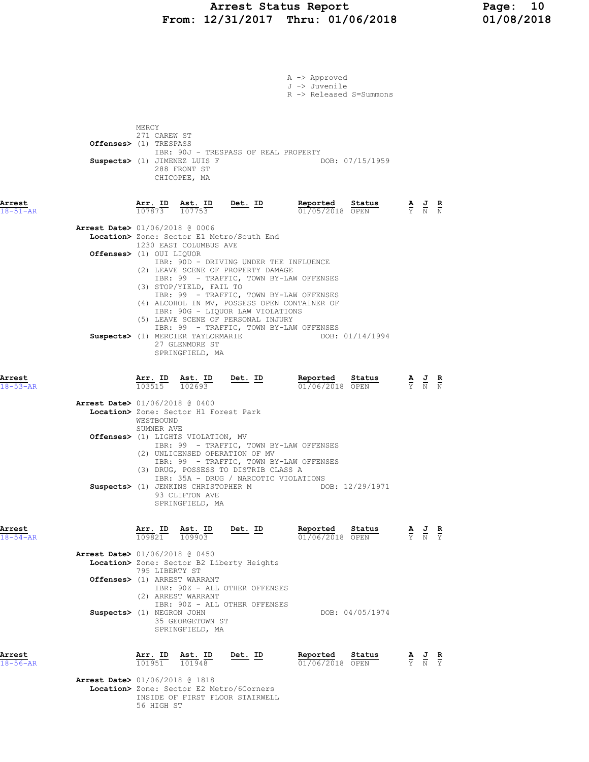A -> Approved
J -> Juvenile
R -> Released S=Summons

MERCY
271 CAREW ST

**Offenses>** (1) TRESPASS
IBR: 90J - TRESPASS OF REAL PROPERTY

**Suspects>** (1) JIMENEZ LUIS F — DOB: 07/15/1959
288 FRONT ST
CHICOPEE, MA

---

**Arrest** 18-51-AR

| Arr. ID | Ast. ID | Det. ID | Reported | Status | A | J | R |
|---|---|---|---|---|---|---|---|
| 107873 | 107753 | | 01/05/2018 | OPEN | Y | N | N |

**Arrest Date>** 01/06/2018 @ 0006
**Location>** Zone: Sector E1 Metro/South End
1230 EAST COLUMBUS AVE

**Offenses>** (1) OUI LIQUOR
IBR: 90D - DRIVING UNDER THE INFLUENCE
(2) LEAVE SCENE OF PROPERTY DAMAGE
IBR: 99 - TRAFFIC, TOWN BY-LAW OFFENSES
(3) STOP/YIELD, FAIL TO
IBR: 99 - TRAFFIC, TOWN BY-LAW OFFENSES
(4) ALCOHOL IN MV, POSSESS OPEN CONTAINER OF
IBR: 90G - LIQUOR LAW VIOLATIONS
(5) LEAVE SCENE OF PERSONAL INJURY
IBR: 99 - TRAFFIC, TOWN BY-LAW OFFENSES

**Suspects>** (1) MERCIER TAYLORMARIE — DOB: 01/14/1994
27 GLENMORE ST
SPRINGFIELD, MA

---

**Arrest** 18-53-AR

| Arr. ID | Ast. ID | Det. ID | Reported | Status | A | J | R |
|---|---|---|---|---|---|---|---|
| 103515 | 102693 | | 01/06/2018 | OPEN | Y | N | N |

**Arrest Date>** 01/06/2018 @ 0400
**Location>** Zone: Sector H1 Forest Park
WESTBOUND
SUMNER AVE

**Offenses>** (1) LIGHTS VIOLATION, MV
IBR: 99 - TRAFFIC, TOWN BY-LAW OFFENSES
(2) UNLICENSED OPERATION OF MV
IBR: 99 - TRAFFIC, TOWN BY-LAW OFFENSES
(3) DRUG, POSSESS TO DISTRIB CLASS A
IBR: 35A - DRUG / NARCOTIC VIOLATIONS

**Suspects>** (1) JENKINS CHRISTOPHER M — DOB: 12/29/1971
93 CLIFTON AVE
SPRINGFIELD, MA

---

**Arrest** 18-54-AR

| Arr. ID | Ast. ID | Det. ID | Reported | Status | A | J | R |
|---|---|---|---|---|---|---|---|
| 109821 | 109903 | | 01/06/2018 | OPEN | Y | N | Y |

**Arrest Date>** 01/06/2018 @ 0450
**Location>** Zone: Sector B2 Liberty Heights
795 LIBERTY ST

**Offenses>** (1) ARREST WARRANT
IBR: 90Z - ALL OTHER OFFENSES
(2) ARREST WARRANT
IBR: 90Z - ALL OTHER OFFENSES

**Suspects>** (1) NEGRON JOHN — DOB: 04/05/1974
35 GEORGETOWN ST
SPRINGFIELD, MA

---

**Arrest** 18-56-AR

| Arr. ID | Ast. ID | Det. ID | Reported | Status | A | J | R |
|---|---|---|---|---|---|---|---|
| 101951 | 101948 | | 01/06/2018 | OPEN | Y | N | Y |

**Arrest Date>** 01/06/2018 @ 1818
**Location>** Zone: Sector E2 Metro/6Corners
INSIDE OF FIRST FLOOR STAIRWELL
56 HIGH ST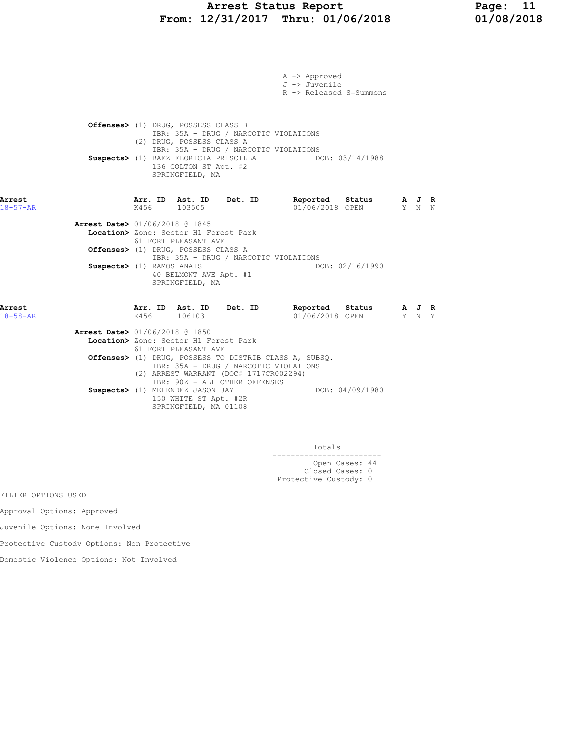A -> Approved
J -> Juvenile
R -> Released S=Summons

**Offenses>** (1) DRUG, POSSESS CLASS B
IBR: 35A - DRUG / NARCOTIC VIOLATIONS
(2) DRUG, POSSESS CLASS A
IBR: 35A - DRUG / NARCOTIC VIOLATIONS
**Suspects>** (1) BAEZ FLORICIA PRISCILLA DOB: 03/14/1988
136 COLTON ST Apt. #2
SPRINGFIELD, MA

| Arrest | Arr. ID | Ast. ID | Det. ID | Reported | Status | A | J | R |
|---|---|---|---|---|---|---|---|---|
| 18-57-AR | K456 | 103505 | | 01/06/2018 | OPEN | Y | N | N |

**Arrest Date>** 01/06/2018 @ 1845
**Location>** Zone: Sector H1 Forest Park
61 FORT PLEASANT AVE
**Offenses>** (1) DRUG, POSSESS CLASS A
IBR: 35A - DRUG / NARCOTIC VIOLATIONS
**Suspects>** (1) RAMOS ANAIS DOB: 02/16/1990
40 BELMONT AVE Apt. #1
SPRINGFIELD, MA

| Arrest | Arr. ID | Ast. ID | Det. ID | Reported | Status | A | J | R |
|---|---|---|---|---|---|---|---|---|
| 18-58-AR | K456 | 106103 | | 01/06/2018 | OPEN | Y | N | Y |

**Arrest Date>** 01/06/2018 @ 1850
**Location>** Zone: Sector H1 Forest Park
61 FORT PLEASANT AVE
**Offenses>** (1) DRUG, POSSESS TO DISTRIB CLASS A, SUBSQ.
IBR: 35A - DRUG / NARCOTIC VIOLATIONS
(2) ARREST WARRANT (DOC# 1717CR002294)
IBR: 90Z - ALL OTHER OFFENSES
**Suspects>** (1) MELENDEZ JASON JAY DOB: 04/09/1980
150 WHITE ST Apt. #2R
SPRINGFIELD, MA 01108

Totals
------------------------
Open Cases: 44
Closed Cases: 0
Protective Custody: 0

FILTER OPTIONS USED

Approval Options: Approved

Juvenile Options: None Involved

Protective Custody Options: Non Protective

Domestic Violence Options: Not Involved